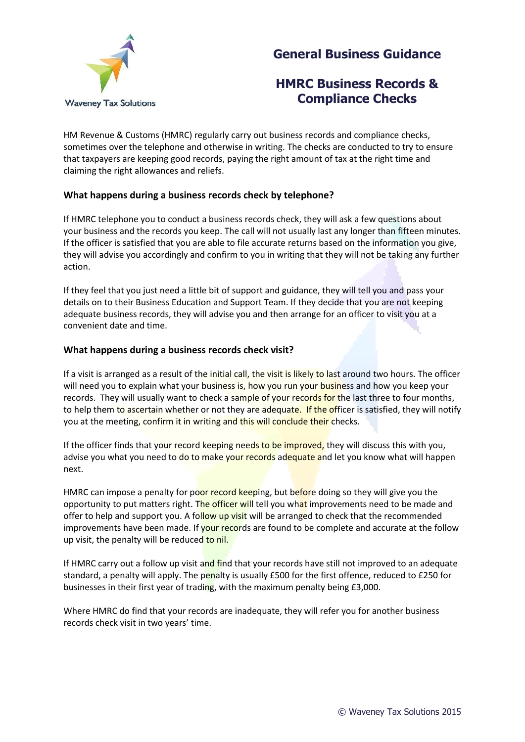Waveney Tax Solutions

# General Business Guidance

# HMRC Business Records & Compliance Checks

HM Revenue & Customs (HMRC) regularly carry out business records and compliance checks, sometimes over the telephone and otherwise in writing. The checks are conducted to try to ensure that taxpayers are keeping good records, paying the right amount of tax at the right time and claiming the right allowances and reliefs.

### What happens during a business records check by telephone?

If HMRC telephone you to conduct a business records check, they will ask a few questions about your business and the records you keep. The call will not usually last any longer than fifteen minutes. If the officer is satisfied that you are able to file accurate returns based on the information you give, they will advise you accordingly and confirm to you in writing that they will not be taking any further action.

If they feel that you just need a little bit of support and guidance, they will tell you and pass your details on to their Business Education and Support Team. If they decide that you are not keeping adequate business records, they will advise you and then arrange for an officer to visit you at a convenient date and time.

### What happens during a business records check visit?

If a visit is arranged as a result of the initial call, the visit is likely to last around two hours. The officer will need you to explain what your business is, how you run your business and how you keep your records. They will usually want to check a sample of your records for the last three to four months, to help them to ascertain whether or not they are adequate. If the officer is satisfied, they will notify you at the meeting, confirm it in writing and this will conclude their checks.

If the officer finds that your record keeping needs to be improved, they will discuss this with you, advise you what you need to do to make your records adequate and let you know what will happen next.

HMRC can impose a penalty for poor record keeping, but before doing so they will give you the opportunity to put matters right. The officer will tell you what improvements need to be made and offer to help and support you. A follow up visit will be arranged to check that the recommended improvements have been made. If your records are found to be complete and accurate at the follow up visit, the penalty will be reduced to nil.

If HMRC carry out a follow up visit and find that your records have still not improved to an adequate standard, a penalty will apply. The penalty is usually £500 for the first offence, reduced to £250 for businesses in their first year of trading, with the maximum penalty being £3,000.

Where HMRC do find that your records are inadequate, they will refer you for another business records check visit in two years' time.

© Waveney Tax Solutions 2015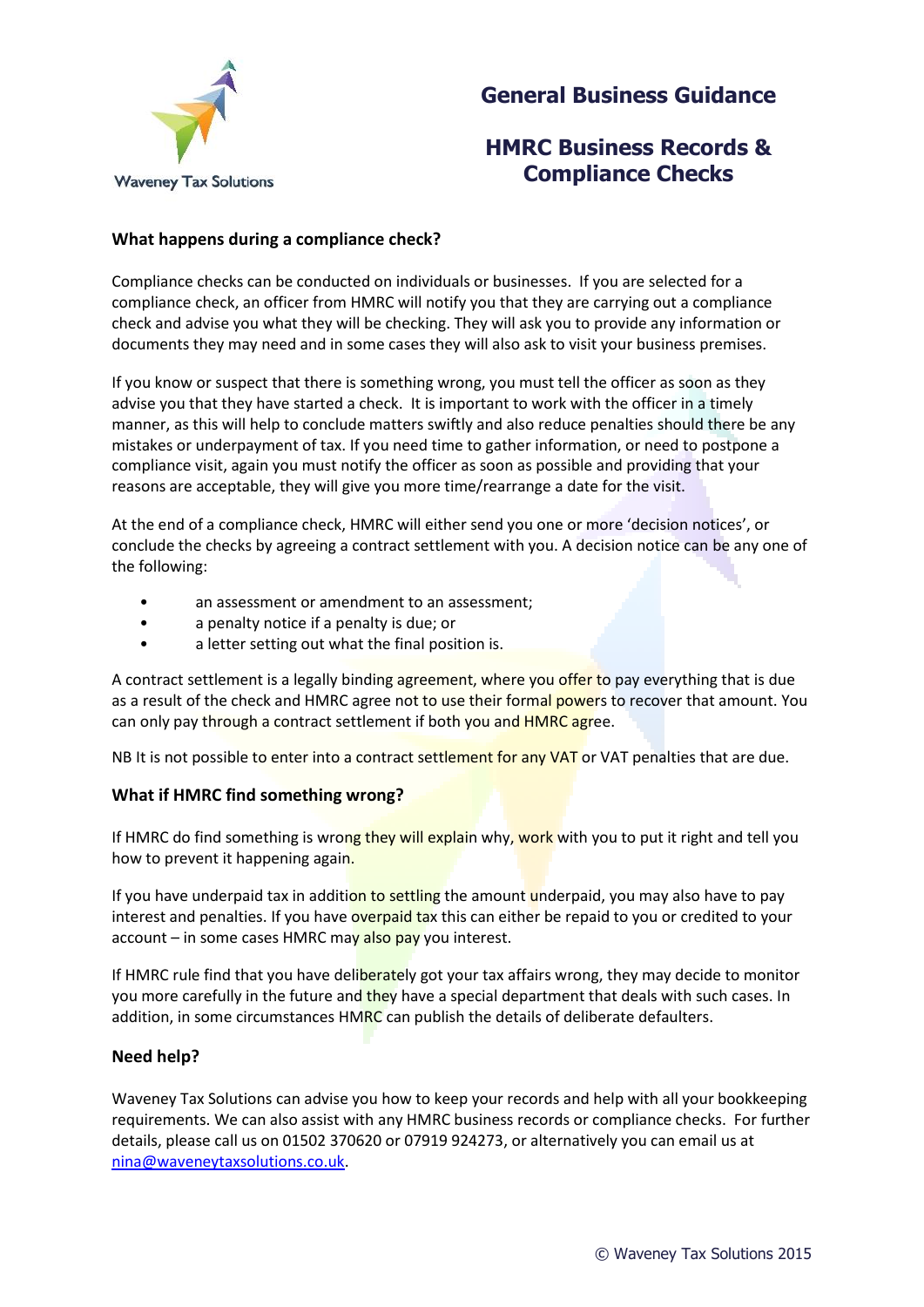Waveney Tax Solutions

# General Business Guidance

## HMRC Business Records & Compliance Checks

### What happens during a compliance check?

Compliance checks can be conducted on individuals or businesses. If you are selected for a compliance check, an officer from HMRC will notify you that they are carrying out a compliance check and advise you what they will be checking. They will ask you to provide any information or documents they may need and in some cases they will also ask to visit your business premises.

If you know or suspect that there is something wrong, you must tell the officer as soon as they advise you that they have started a check. It is important to work with the officer in a timely manner, as this will help to conclude matters swiftly and also reduce penalties should there be any mistakes or underpayment of tax. If you need time to gather information, or need to postpone a compliance visit, again you must notify the officer as soon as possible and providing that your reasons are acceptable, they will give you more time/rearrange a date for the visit.

At the end of a compliance check, HMRC will either send you one or more 'decision notices', or conclude the checks by agreeing a contract settlement with you. A decision notice can be any one of the following:

- an assessment or amendment to an assessment;
- a penalty notice if a penalty is due; or
- a letter setting out what the final position is.

A contract settlement is a legally binding agreement, where you offer to pay everything that is due as a result of the check and HMRC agree not to use their formal powers to recover that amount. You can only pay through a contract settlement if both you and HMRC agree.

NB It is not possible to enter into a contract settlement for any VAT or VAT penalties that are due.

### What if HMRC find something wrong?

If HMRC do find something is wrong they will explain why, work with you to put it right and tell you how to prevent it happening again.

If you have underpaid tax in addition to settling the amount underpaid, you may also have to pay interest and penalties. If you have overpaid tax this can either be repaid to you or credited to your account – in some cases HMRC may also pay you interest.

If HMRC rule find that you have deliberately got your tax affairs wrong, they may decide to monitor you more carefully in the future and they have a special department that deals with such cases. In addition, in some circumstances HMRC can publish the details of deliberate defaulters.

### Need help?

Waveney Tax Solutions can advise you how to keep your records and help with all your bookkeeping requirements. We can also assist with any HMRC business records or compliance checks. For further details, please call us on 01502 370620 or 07919 924273, or alternatively you can email us at nina@waveneytaxsolutions.co.uk.

© Waveney Tax Solutions 2015